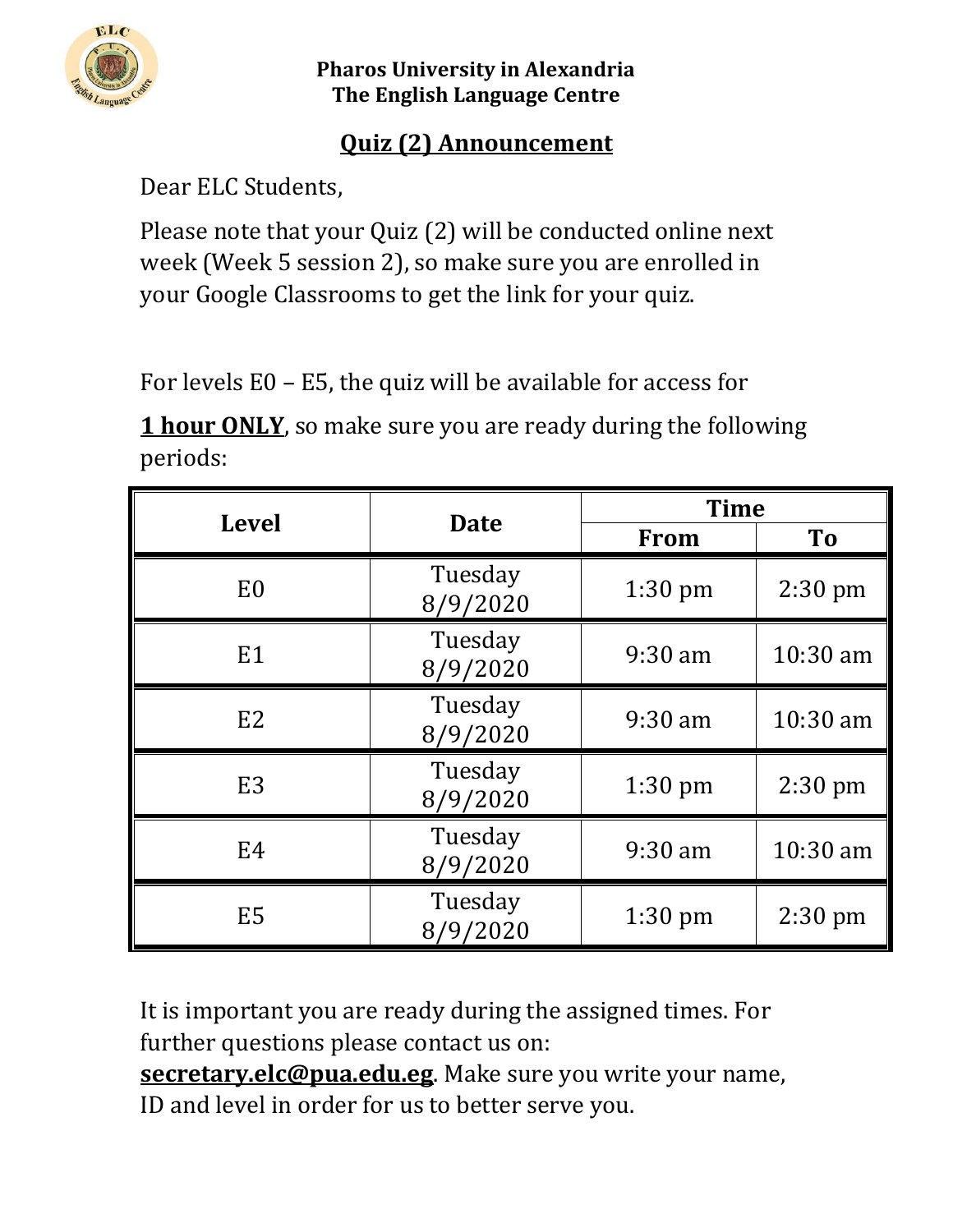**Pharos University in Alexandria**
**The English Language Centre**

## Quiz (2) Announcement

Dear ELC Students,

Please note that your Quiz (2) will be conducted online next week (Week 5 session 2), so make sure you are enrolled in your Google Classrooms to get the link for your quiz.

For levels E0 – E5, the quiz will be available for access for

**1 hour ONLY**, so make sure you are ready during the following periods:

| Level | Date | Time | |
|---|---|---|---|
| | | From | To |
| E0 | Tuesday 8/9/2020 | 1:30 pm | 2:30 pm |
| E1 | Tuesday 8/9/2020 | 9:30 am | 10:30 am |
| E2 | Tuesday 8/9/2020 | 9:30 am | 10:30 am |
| E3 | Tuesday 8/9/2020 | 1:30 pm | 2:30 pm |
| E4 | Tuesday 8/9/2020 | 9:30 am | 10:30 am |
| E5 | Tuesday 8/9/2020 | 1:30 pm | 2:30 pm |

It is important you are ready during the assigned times. For further questions please contact us on: **secretary.elc@pua.edu.eg**. Make sure you write your name, ID and level in order for us to better serve you.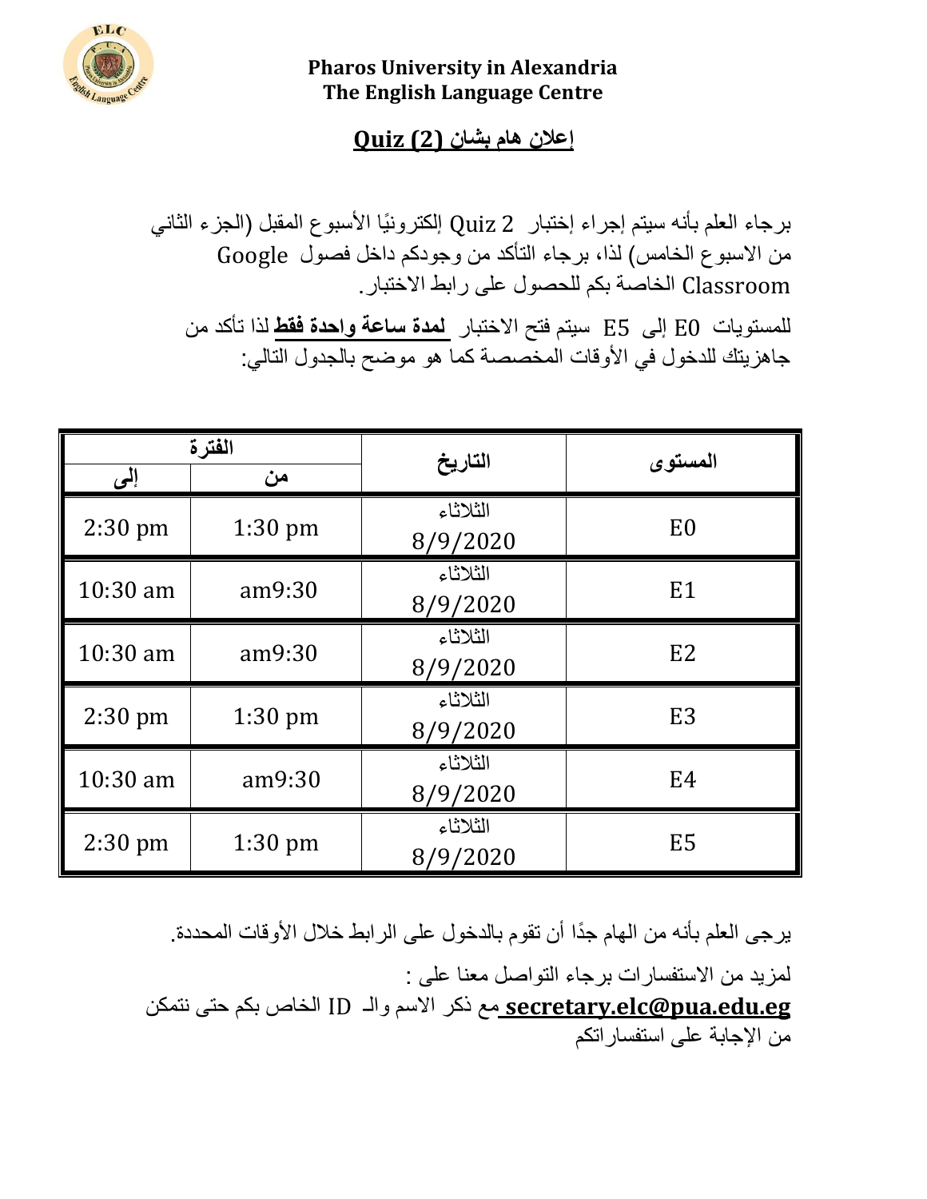**Pharos University in Alexandria**
**The English Language Centre**

## إعلان هام بشان Quiz (2)

برجاء العلم بأنه سيتم إجراء إختبار Quiz 2 إلكترونيًا الأسبوع المقبل (الجزء الثاني من الاسبوع الخامس) لذا، برجاء التأكد من وجودكم داخل فصول Google Classroom الخاصة بكم للحصول على رابط الاختبار.

للمستويات E0 إلى E5 سيتم فتح الاختبار **لمدة ساعة واحدة فقط** لذا تأكد من جاهزيتك للدخول في الأوقات المخصصة كما هو موضح بالجدول التالي:

| المستوى | التاريخ | الفترة من | الفترة إلى |
|---|---|---|---|
| E0 | الثلاثاء 8/9/2020 | 1:30 pm | 2:30 pm |
| E1 | الثلاثاء 8/9/2020 | am9:30 | 10:30 am |
| E2 | الثلاثاء 8/9/2020 | am9:30 | 10:30 am |
| E3 | الثلاثاء 8/9/2020 | 1:30 pm | 2:30 pm |
| E4 | الثلاثاء 8/9/2020 | am9:30 | 10:30 am |
| E5 | الثلاثاء 8/9/2020 | 1:30 pm | 2:30 pm |

يرجى العلم بأنه من الهام جدًا أن تقوم بالدخول على الرابط خلال الأوقات المحددة.

لمزيد من الاستفسارات برجاء التواصل معنا على :
**secretary.elc@pua.edu.eg** مع ذكر الاسم والـ ID الخاص بكم حتى نتمكن من الإجابة على استفساراتكم